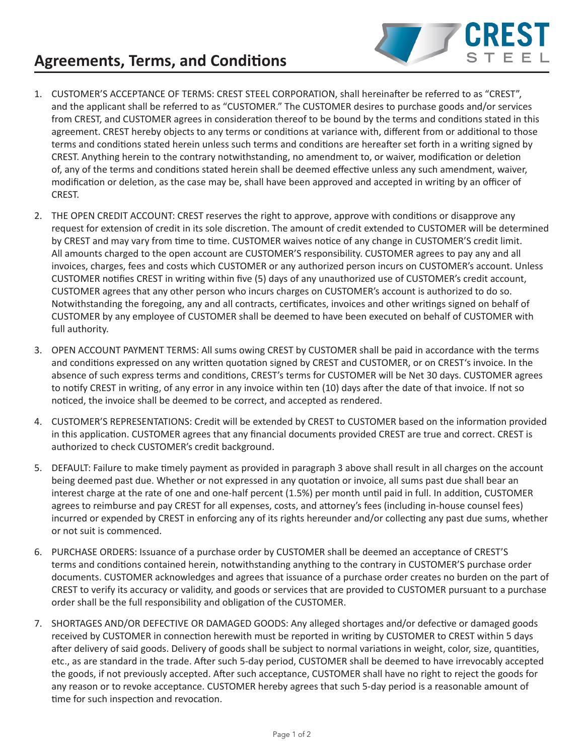# Agreements, Terms, and Conditions

1. CUSTOMER'S ACCEPTANCE OF TERMS: CREST STEEL CORPORATION, shall hereinafter be referred to as "CREST", and the applicant shall be referred to as "CUSTOMER." The CUSTOMER desires to purchase goods and/or services from CREST, and CUSTOMER agrees in consideration thereof to be bound by the terms and conditions stated in this agreement. CREST hereby objects to any terms or conditions at variance with, different from or additional to those terms and conditions stated herein unless such terms and conditions are hereafter set forth in a writing signed by CREST. Anything herein to the contrary notwithstanding, no amendment to, or waiver, modification or deletion of, any of the terms and conditions stated herein shall be deemed effective unless any such amendment, waiver, modification or deletion, as the case may be, shall have been approved and accepted in writing by an officer of CREST.

2. THE OPEN CREDIT ACCOUNT: CREST reserves the right to approve, approve with conditions or disapprove any request for extension of credit in its sole discretion. The amount of credit extended to CUSTOMER will be determined by CREST and may vary from time to time. CUSTOMER waives notice of any change in CUSTOMER'S credit limit. All amounts charged to the open account are CUSTOMER'S responsibility. CUSTOMER agrees to pay any and all invoices, charges, fees and costs which CUSTOMER or any authorized person incurs on CUSTOMER's account. Unless CUSTOMER notifies CREST in writing within five (5) days of any unauthorized use of CUSTOMER's credit account, CUSTOMER agrees that any other person who incurs charges on CUSTOMER's account is authorized to do so. Notwithstanding the foregoing, any and all contracts, certificates, invoices and other writings signed on behalf of CUSTOMER by any employee of CUSTOMER shall be deemed to have been executed on behalf of CUSTOMER with full authority.

3. OPEN ACCOUNT PAYMENT TERMS: All sums owing CREST by CUSTOMER shall be paid in accordance with the terms and conditions expressed on any written quotation signed by CREST and CUSTOMER, or on CREST's invoice. In the absence of such express terms and conditions, CREST's terms for CUSTOMER will be Net 30 days. CUSTOMER agrees to notify CREST in writing, of any error in any invoice within ten (10) days after the date of that invoice. If not so noticed, the invoice shall be deemed to be correct, and accepted as rendered.

4. CUSTOMER'S REPRESENTATIONS: Credit will be extended by CREST to CUSTOMER based on the information provided in this application. CUSTOMER agrees that any financial documents provided CREST are true and correct. CREST is authorized to check CUSTOMER's credit background.

5. DEFAULT: Failure to make timely payment as provided in paragraph 3 above shall result in all charges on the account being deemed past due. Whether or not expressed in any quotation or invoice, all sums past due shall bear an interest charge at the rate of one and one-half percent (1.5%) per month until paid in full. In addition, CUSTOMER agrees to reimburse and pay CREST for all expenses, costs, and attorney's fees (including in-house counsel fees) incurred or expended by CREST in enforcing any of its rights hereunder and/or collecting any past due sums, whether or not suit is commenced.

6. PURCHASE ORDERS: Issuance of a purchase order by CUSTOMER shall be deemed an acceptance of CREST'S terms and conditions contained herein, notwithstanding anything to the contrary in CUSTOMER'S purchase order documents. CUSTOMER acknowledges and agrees that issuance of a purchase order creates no burden on the part of CREST to verify its accuracy or validity, and goods or services that are provided to CUSTOMER pursuant to a purchase order shall be the full responsibility and obligation of the CUSTOMER.

7. SHORTAGES AND/OR DEFECTIVE OR DAMAGED GOODS: Any alleged shortages and/or defective or damaged goods received by CUSTOMER in connection herewith must be reported in writing by CUSTOMER to CREST within 5 days after delivery of said goods. Delivery of goods shall be subject to normal variations in weight, color, size, quantities, etc., as are standard in the trade. After such 5-day period, CUSTOMER shall be deemed to have irrevocably accepted the goods, if not previously accepted. After such acceptance, CUSTOMER shall have no right to reject the goods for any reason or to revoke acceptance. CUSTOMER hereby agrees that such 5-day period is a reasonable amount of time for such inspection and revocation.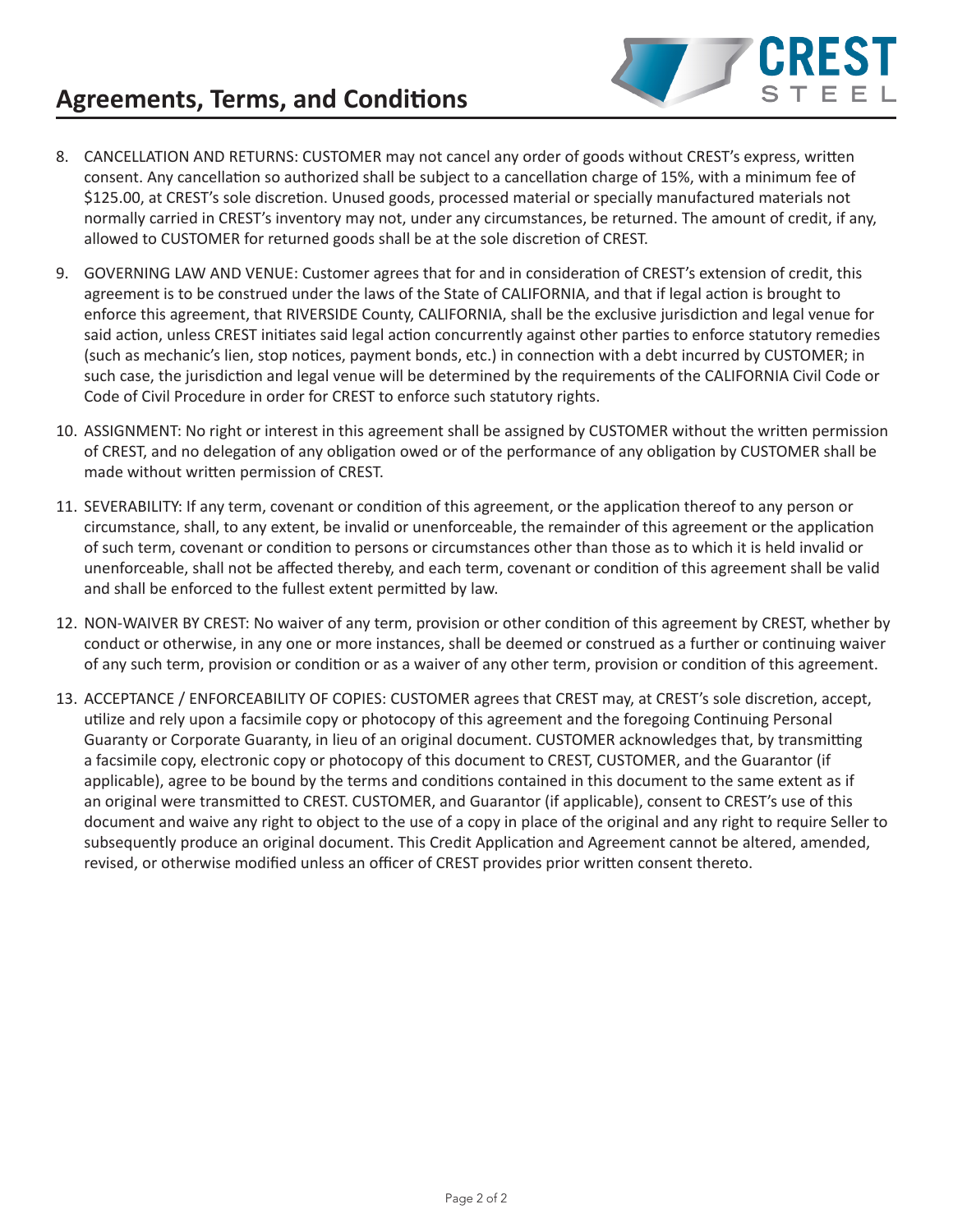# Agreements, Terms, and Conditions

8. CANCELLATION AND RETURNS: CUSTOMER may not cancel any order of goods without CREST's express, written consent. Any cancellation so authorized shall be subject to a cancellation charge of 15%, with a minimum fee of $125.00, at CREST's sole discretion. Unused goods, processed material or specially manufactured materials not normally carried in CREST's inventory may not, under any circumstances, be returned. The amount of credit, if any, allowed to CUSTOMER for returned goods shall be at the sole discretion of CREST.

9. GOVERNING LAW AND VENUE: Customer agrees that for and in consideration of CREST's extension of credit, this agreement is to be construed under the laws of the State of CALIFORNIA, and that if legal action is brought to enforce this agreement, that RIVERSIDE County, CALIFORNIA, shall be the exclusive jurisdiction and legal venue for said action, unless CREST initiates said legal action concurrently against other parties to enforce statutory remedies (such as mechanic's lien, stop notices, payment bonds, etc.) in connection with a debt incurred by CUSTOMER; in such case, the jurisdiction and legal venue will be determined by the requirements of the CALIFORNIA Civil Code or Code of Civil Procedure in order for CREST to enforce such statutory rights.

10. ASSIGNMENT: No right or interest in this agreement shall be assigned by CUSTOMER without the written permission of CREST, and no delegation of any obligation owed or of the performance of any obligation by CUSTOMER shall be made without written permission of CREST.

11. SEVERABILITY: If any term, covenant or condition of this agreement, or the application thereof to any person or circumstance, shall, to any extent, be invalid or unenforceable, the remainder of this agreement or the application of such term, covenant or condition to persons or circumstances other than those as to which it is held invalid or unenforceable, shall not be affected thereby, and each term, covenant or condition of this agreement shall be valid and shall be enforced to the fullest extent permitted by law.

12. NON-WAIVER BY CREST: No waiver of any term, provision or other condition of this agreement by CREST, whether by conduct or otherwise, in any one or more instances, shall be deemed or construed as a further or continuing waiver of any such term, provision or condition or as a waiver of any other term, provision or condition of this agreement.

13. ACCEPTANCE / ENFORCEABILITY OF COPIES: CUSTOMER agrees that CREST may, at CREST's sole discretion, accept, utilize and rely upon a facsimile copy or photocopy of this agreement and the foregoing Continuing Personal Guaranty or Corporate Guaranty, in lieu of an original document. CUSTOMER acknowledges that, by transmitting a facsimile copy, electronic copy or photocopy of this document to CREST, CUSTOMER, and the Guarantor (if applicable), agree to be bound by the terms and conditions contained in this document to the same extent as if an original were transmitted to CREST. CUSTOMER, and Guarantor (if applicable), consent to CREST's use of this document and waive any right to object to the use of a copy in place of the original and any right to require Seller to subsequently produce an original document. This Credit Application and Agreement cannot be altered, amended, revised, or otherwise modified unless an officer of CREST provides prior written consent thereto.